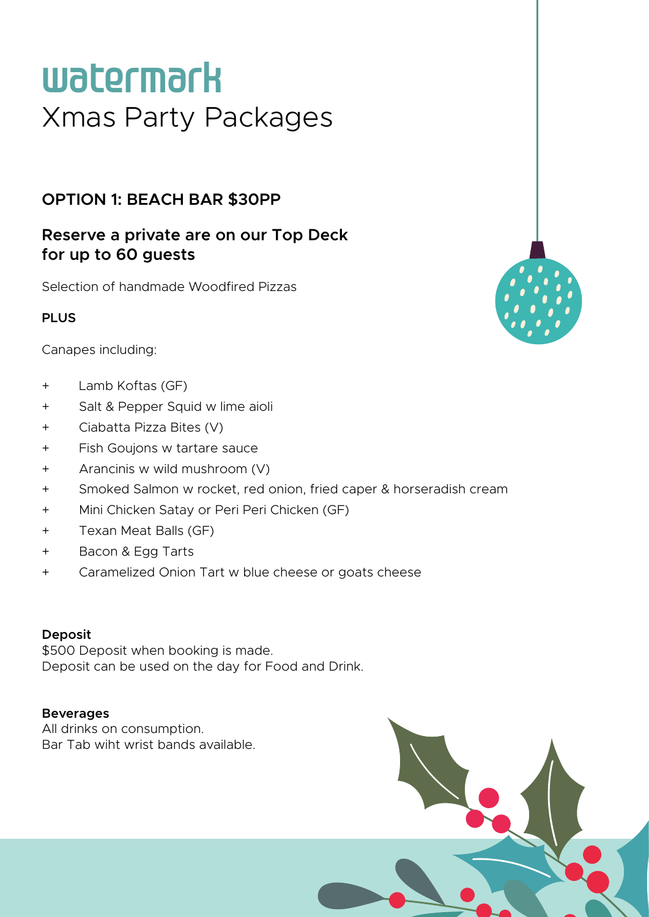# watermark
## Xmas Party Packages

### OPTION 1: BEACH BAR $30PP

### Reserve a private are on our Top Deck for up to 60 guests

Selection of handmade Woodfired Pizzas

**PLUS**

Canapes including:

- Lamb Koftas (GF)
- Salt & Pepper Squid w lime aioli
- Ciabatta Pizza Bites (V)
- Fish Goujons w tartare sauce
- Arancinis w wild mushroom (V)
- Smoked Salmon w rocket, red onion, fried caper & horseradish cream
- Mini Chicken Satay or Peri Peri Chicken (GF)
- Texan Meat Balls (GF)
- Bacon & Egg Tarts
- Caramelized Onion Tart w blue cheese or goats cheese

**Deposit**
$500 Deposit when booking is made.
Deposit can be used on the day for Food and Drink.

**Beverages**
All drinks on consumption.
Bar Tab wiht wrist bands available.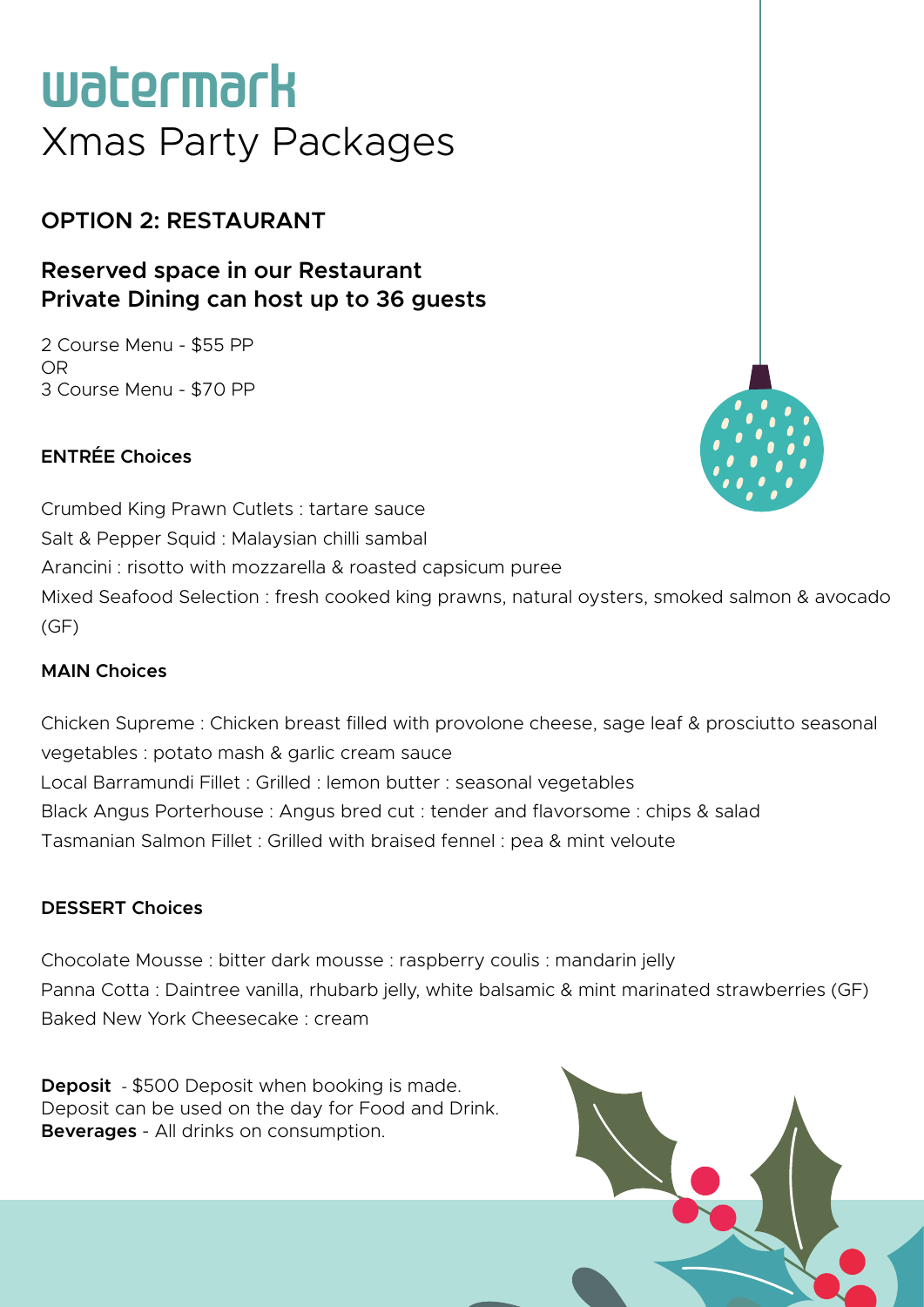# watermark

## Xmas Party Packages

### OPTION 2: RESTAURANT

**Reserved space in our Restaurant**
**Private Dining can host up to 36 guests**

2 Course Menu - $55 PP
OR
3 Course Menu - $70 PP

#### ENTRÉE Choices

Crumbed King Prawn Cutlets : tartare sauce
Salt & Pepper Squid : Malaysian chilli sambal
Arancini : risotto with mozzarella & roasted capsicum puree
Mixed Seafood Selection : fresh cooked king prawns, natural oysters, smoked salmon & avocado (GF)

#### MAIN Choices

Chicken Supreme : Chicken breast filled with provolone cheese, sage leaf & prosciutto seasonal vegetables : potato mash & garlic cream sauce
Local Barramundi Fillet : Grilled : lemon butter : seasonal vegetables
Black Angus Porterhouse : Angus bred cut : tender and flavorsome : chips & salad
Tasmanian Salmon Fillet : Grilled with braised fennel : pea & mint veloute

#### DESSERT Choices

Chocolate Mousse : bitter dark mousse : raspberry coulis : mandarin jelly
Panna Cotta : Daintree vanilla, rhubarb jelly, white balsamic & mint marinated strawberries (GF)
Baked New York Cheesecake : cream

**Deposit** - $500 Deposit when booking is made.
Deposit can be used on the day for Food and Drink.
**Beverages** - All drinks on consumption.